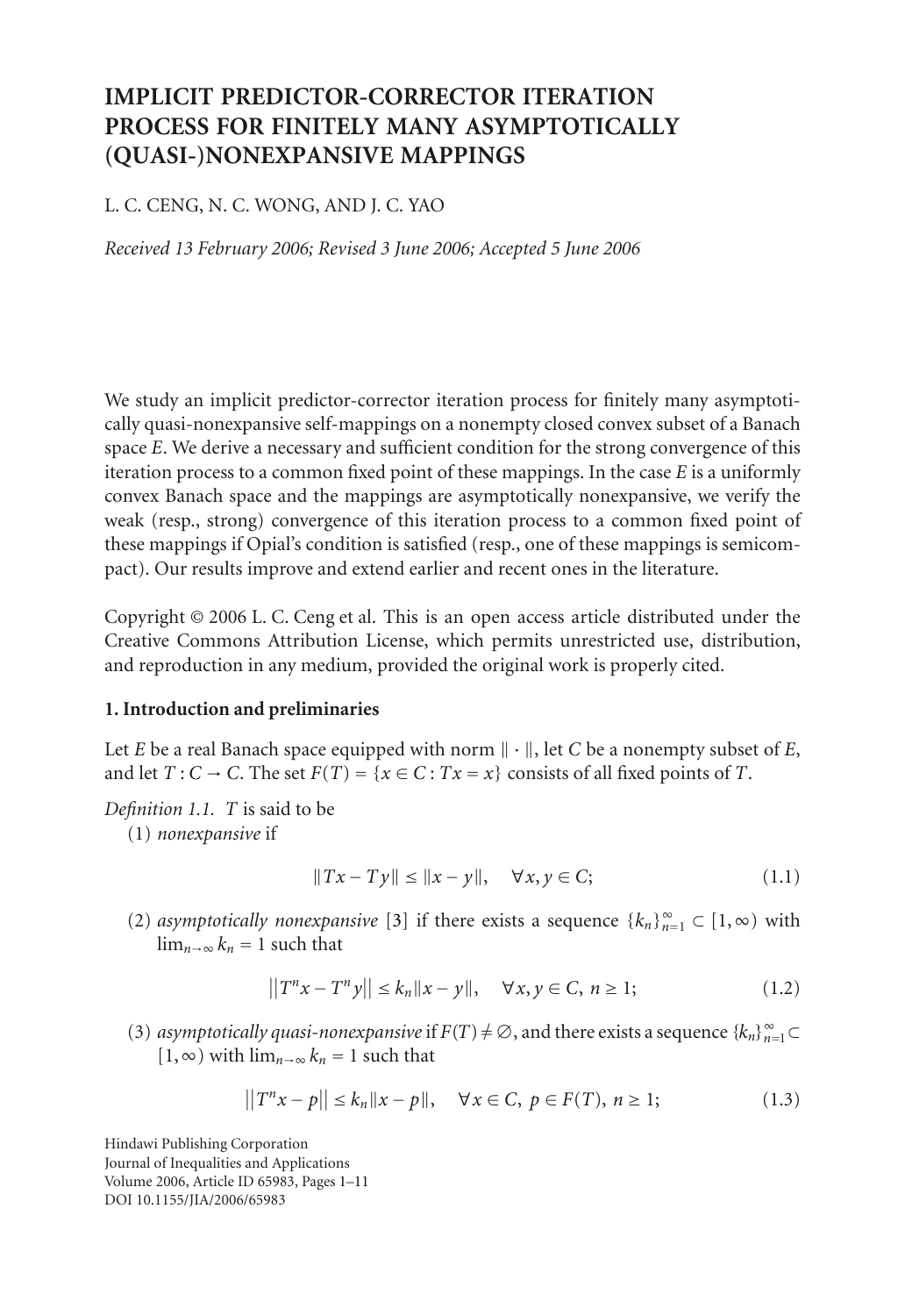# IMPLICIT PREDICTOR-CORRECTOR ITERATION PROCESS FOR FINITELY MANY ASYMPTOTICALLY (QUASI-)NONEXPANSIVE MAPPINGS

L. C. CENG, N. C. WONG, AND J. C. YAO

*Received 13 February 2006; Revised 3 June 2006; Accepted 5 June 2006*

We study an implicit predictor-corrector iteration process for finitely many asymptotically quasi-nonexpansive self-mappings on a nonempty closed convex subset of a Banach space $E$. We derive a necessary and sufficient condition for the strong convergence of this iteration process to a common fixed point of these mappings. In the case $E$ is a uniformly convex Banach space and the mappings are asymptotically nonexpansive, we verify the weak (resp., strong) convergence of this iteration process to a common fixed point of these mappings if Opial's condition is satisfied (resp., one of these mappings is semicompact). Our results improve and extend earlier and recent ones in the literature.

Copyright © 2006 L. C. Ceng et al. This is an open access article distributed under the Creative Commons Attribution License, which permits unrestricted use, distribution, and reproduction in any medium, provided the original work is properly cited.

## 1. Introduction and preliminaries

Let $E$ be a real Banach space equipped with norm $\|\cdot\|$, let $C$ be a nonempty subset of $E$, and let $T : C \to C$. The set $F(T) = \{x \in C : Tx = x\}$ consists of all fixed points of $T$.

*Definition 1.1.* $T$ is said to be

(1) *nonexpansive* if

$$\|Tx - Ty\| \leq \|x - y\|, \quad \forall x, y \in C; \tag{1.1}$$

(2) *asymptotically nonexpansive* [3] if there exists a sequence $\{k_n\}_{n=1}^{\infty} \subset [1, \infty)$ with $\lim_{n\to\infty} k_n = 1$ such that

$$\left\|T^n x - T^n y\right\| \leq k_n \|x - y\|, \quad \forall x, y \in C, \ n \geq 1; \tag{1.2}$$

(3) *asymptotically quasi-nonexpansive* if $F(T) \neq \emptyset$, and there exists a sequence $\{k_n\}_{n=1}^{\infty} \subset [1, \infty)$ with $\lim_{n\to\infty} k_n = 1$ such that

$$\left\|T^n x - p\right\| \leq k_n \|x - p\|, \quad \forall x \in C, \ p \in F(T), \ n \geq 1; \tag{1.3}$$

Hindawi Publishing Corporation
Journal of Inequalities and Applications
Volume 2006, Article ID 65983, Pages 1–11
DOI 10.1155/JIA/2006/65983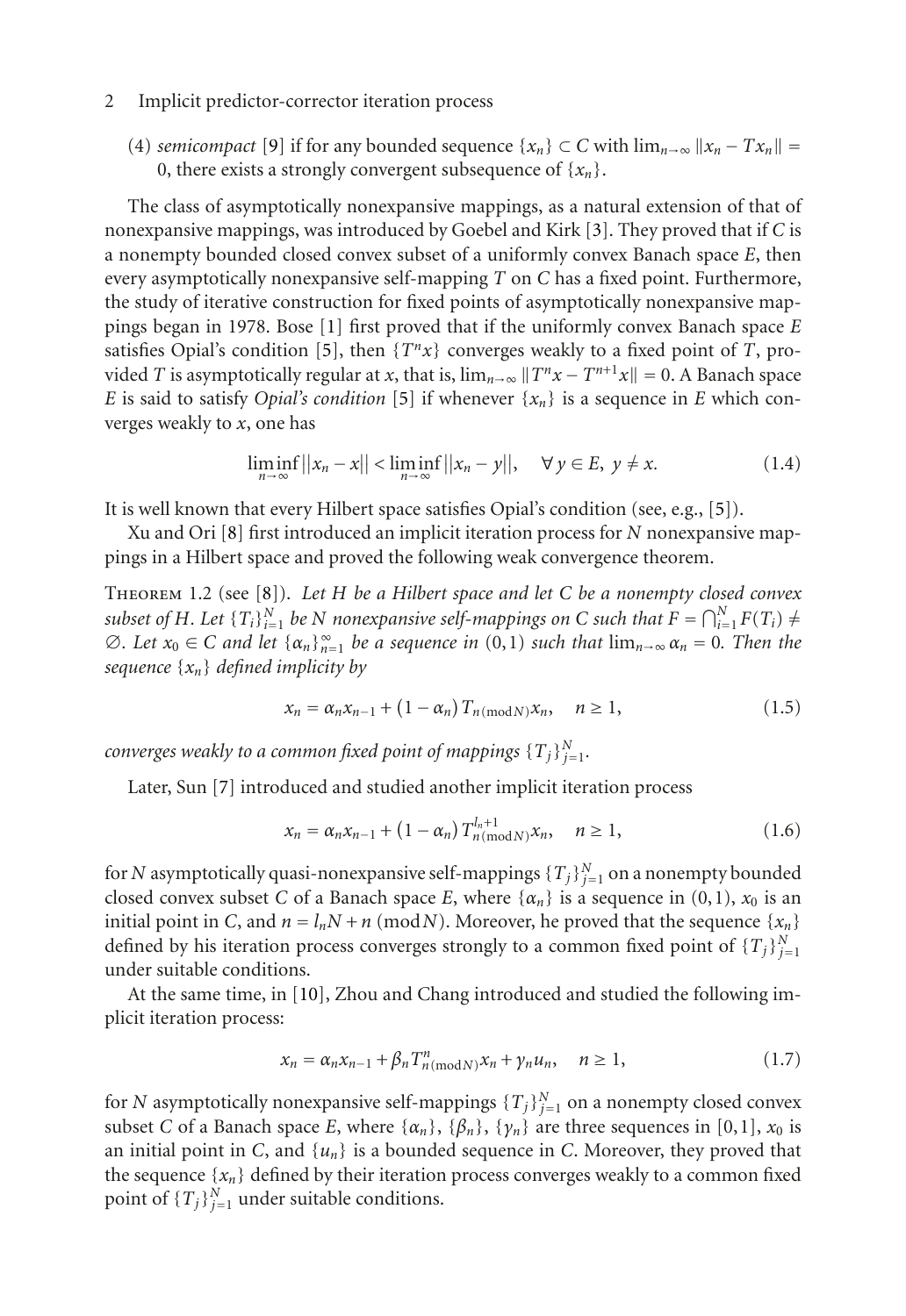(4) *semicompact* [9] if for any bounded sequence $\{x_n\} \subset C$ with $\lim_{n\to\infty} \|x_n - Tx_n\| = 0$, there exists a strongly convergent subsequence of $\{x_n\}$.

The class of asymptotically nonexpansive mappings, as a natural extension of that of nonexpansive mappings, was introduced by Goebel and Kirk [3]. They proved that if $C$ is a nonempty bounded closed convex subset of a uniformly convex Banach space $E$, then every asymptotically nonexpansive self-mapping $T$ on $C$ has a fixed point. Furthermore, the study of iterative construction for fixed points of asymptotically nonexpansive mappings began in 1978. Bose [1] first proved that if the uniformly convex Banach space $E$ satisfies Opial's condition [5], then $\{T^n x\}$ converges weakly to a fixed point of $T$, provided $T$ is asymptotically regular at $x$, that is, $\lim_{n\to\infty} \|T^n x - T^{n+1}x\| = 0$. A Banach space $E$ is said to satisfy *Opial's condition* [5] if whenever $\{x_n\}$ is a sequence in $E$ which converges weakly to $x$, one has

$$\liminf_{n\to\infty} ||x_n - x|| < \liminf_{n\to\infty} ||x_n - y||, \quad \forall y \in E,\ y \neq x. \tag{1.4}$$

It is well known that every Hilbert space satisfies Opial's condition (see, e.g., [5]).

Xu and Ori [8] first introduced an implicit iteration process for $N$ nonexpansive mappings in a Hilbert space and proved the following weak convergence theorem.

Theorem 1.2 (see [8]). *Let $H$ be a Hilbert space and let $C$ be a nonempty closed convex subset of $H$. Let $\{T_i\}_{i=1}^N$ be $N$ nonexpansive self-mappings on $C$ such that $F = \bigcap_{i=1}^N F(T_i) \neq \emptyset$. Let $x_0 \in C$ and let $\{\alpha_n\}_{n=1}^\infty$ be a sequence in $(0,1)$ such that $\lim_{n\to\infty} \alpha_n = 0$. Then the sequence $\{x_n\}$ defined implicity by*

$$x_n = \alpha_n x_{n-1} + (1-\alpha_n)\, T_{n(\operatorname{mod} N)} x_n, \quad n \geq 1, \tag{1.5}$$

*converges weakly to a common fixed point of mappings $\{T_j\}_{j=1}^N$.*

Later, Sun [7] introduced and studied another implicit iteration process

$$x_n = \alpha_n x_{n-1} + (1-\alpha_n)\, T_{n(\operatorname{mod} N)}^{l_n+1} x_n, \quad n \geq 1, \tag{1.6}$$

for $N$ asymptotically quasi-nonexpansive self-mappings $\{T_j\}_{j=1}^N$ on a nonempty bounded closed convex subset $C$ of a Banach space $E$, where $\{\alpha_n\}$ is a sequence in $(0,1)$, $x_0$ is an initial point in $C$, and $n = l_n N + n \,(\operatorname{mod} N)$. Moreover, he proved that the sequence $\{x_n\}$ defined by his iteration process converges strongly to a common fixed point of $\{T_j\}_{j=1}^N$ under suitable conditions.

At the same time, in [10], Zhou and Chang introduced and studied the following implicit iteration process:

$$x_n = \alpha_n x_{n-1} + \beta_n T_{n(\operatorname{mod} N)}^n x_n + \gamma_n u_n, \quad n \geq 1, \tag{1.7}$$

for $N$ asymptotically nonexpansive self-mappings $\{T_j\}_{j=1}^N$ on a nonempty closed convex subset $C$ of a Banach space $E$, where $\{\alpha_n\}$, $\{\beta_n\}$, $\{\gamma_n\}$ are three sequences in $[0,1]$, $x_0$ is an initial point in $C$, and $\{u_n\}$ is a bounded sequence in $C$. Moreover, they proved that the sequence $\{x_n\}$ defined by their iteration process converges weakly to a common fixed point of $\{T_j\}_{j=1}^N$ under suitable conditions.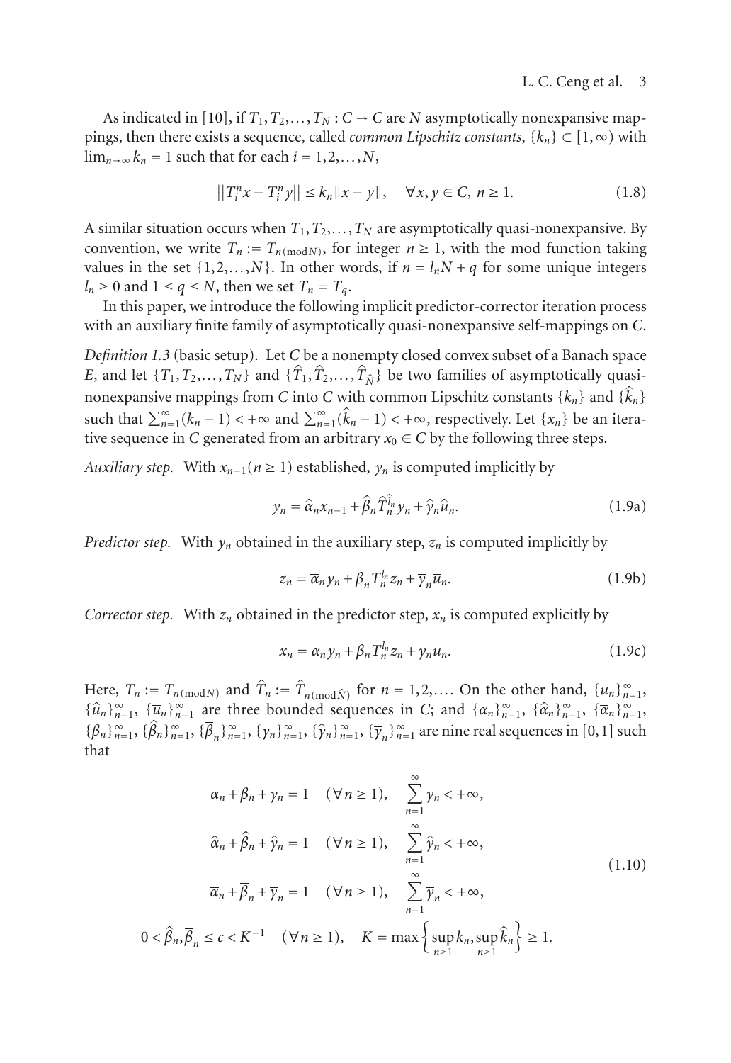As indicated in [10], if $T_1, T_2, \ldots, T_N : C \to C$ are $N$ asymptotically nonexpansive mappings, then there exists a sequence, called *common Lipschitz constants*, $\{k_n\} \subset [1, \infty)$ with $\lim_{n\to\infty} k_n = 1$ such that for each $i = 1, 2, \ldots, N$,

$$\|T_i^n x - T_i^n y\| \le k_n \|x - y\|, \quad \forall x, y \in C,\ n \ge 1. \tag{1.8}$$

A similar situation occurs when $T_1, T_2, \ldots, T_N$ are asymptotically quasi-nonexpansive. By convention, we write $T_n := T_{n(\operatorname{mod} N)}$, for integer $n \ge 1$, with the mod function taking values in the set $\{1, 2, \ldots, N\}$. In other words, if $n = l_n N + q$ for some unique integers $l_n \ge 0$ and $1 \le q \le N$, then we set $T_n = T_q$.

In this paper, we introduce the following implicit predictor-corrector iteration process with an auxiliary finite family of asymptotically quasi-nonexpansive self-mappings on $C$.

*Definition 1.3* (basic setup). Let $C$ be a nonempty closed convex subset of a Banach space $E$, and let $\{T_1, T_2, \ldots, T_N\}$ and $\{\widehat{T}_1, \widehat{T}_2, \ldots, \widehat{T}_{\widehat{N}}\}$ be two families of asymptotically quasi-nonexpansive mappings from $C$ into $C$ with common Lipschitz constants $\{k_n\}$ and $\{\widehat{k}_n\}$ such that $\sum_{n=1}^{\infty}(k_n - 1) < +\infty$ and $\sum_{n=1}^{\infty}(\widehat{k}_n - 1) < +\infty$, respectively. Let $\{x_n\}$ be an iterative sequence in $C$ generated from an arbitrary $x_0 \in C$ by the following three steps.

*Auxiliary step.* With $x_{n-1} (n \ge 1)$ established, $y_n$ is computed implicitly by

$$y_n = \widehat{\alpha}_n x_{n-1} + \widehat{\beta}_n \widehat{T}_n^{\widehat{l}_n} y_n + \widehat{\gamma}_n \widehat{u}_n. \tag{1.9a}$$

*Predictor step.* With $y_n$ obtained in the auxiliary step, $z_n$ is computed implicitly by

$$z_n = \overline{\alpha}_n y_n + \overline{\beta}_n T_n^{l_n} z_n + \overline{\gamma}_n \overline{u}_n. \tag{1.9b}$$

*Corrector step.* With $z_n$ obtained in the predictor step, $x_n$ is computed explicitly by

$$x_n = \alpha_n y_n + \beta_n T_n^{l_n} z_n + \gamma_n u_n. \tag{1.9c}$$

Here, $T_n := T_{n(\operatorname{mod} N)}$ and $\widehat{T}_n := \widehat{T}_{n(\operatorname{mod} \widehat{N})}$ for $n = 1, 2, \ldots$. On the other hand, $\{u_n\}_{n=1}^{\infty}$, $\{\widehat{u}_n\}_{n=1}^{\infty}$, $\{\overline{u}_n\}_{n=1}^{\infty}$ are three bounded sequences in $C$; and $\{\alpha_n\}_{n=1}^{\infty}$, $\{\widehat{\alpha}_n\}_{n=1}^{\infty}$, $\{\overline{\alpha}_n\}_{n=1}^{\infty}$, $\{\beta_n\}_{n=1}^{\infty}$, $\{\widehat{\beta}_n\}_{n=1}^{\infty}$, $\{\overline{\beta}_n\}_{n=1}^{\infty}$, $\{\gamma_n\}_{n=1}^{\infty}$, $\{\widehat{\gamma}_n\}_{n=1}^{\infty}$, $\{\overline{\gamma}_n\}_{n=1}^{\infty}$ are nine real sequences in $[0,1]$ such that

$$\begin{gathered}
\alpha_n + \beta_n + \gamma_n = 1 \quad (\forall n \ge 1), \quad \sum_{n=1}^{\infty} \gamma_n < +\infty, \\
\widehat{\alpha}_n + \widehat{\beta}_n + \widehat{\gamma}_n = 1 \quad (\forall n \ge 1), \quad \sum_{n=1}^{\infty} \widehat{\gamma}_n < +\infty, \\
\overline{\alpha}_n + \overline{\beta}_n + \overline{\gamma}_n = 1 \quad (\forall n \ge 1), \quad \sum_{n=1}^{\infty} \overline{\gamma}_n < +\infty, \\
0 < \widehat{\beta}_n, \overline{\beta}_n \le c < K^{-1} \quad (\forall n \ge 1), \quad K = \max\left\{\sup_{n\ge1} k_n, \sup_{n\ge1} \widehat{k}_n\right\} \ge 1.
\end{gathered} \tag{1.10}$$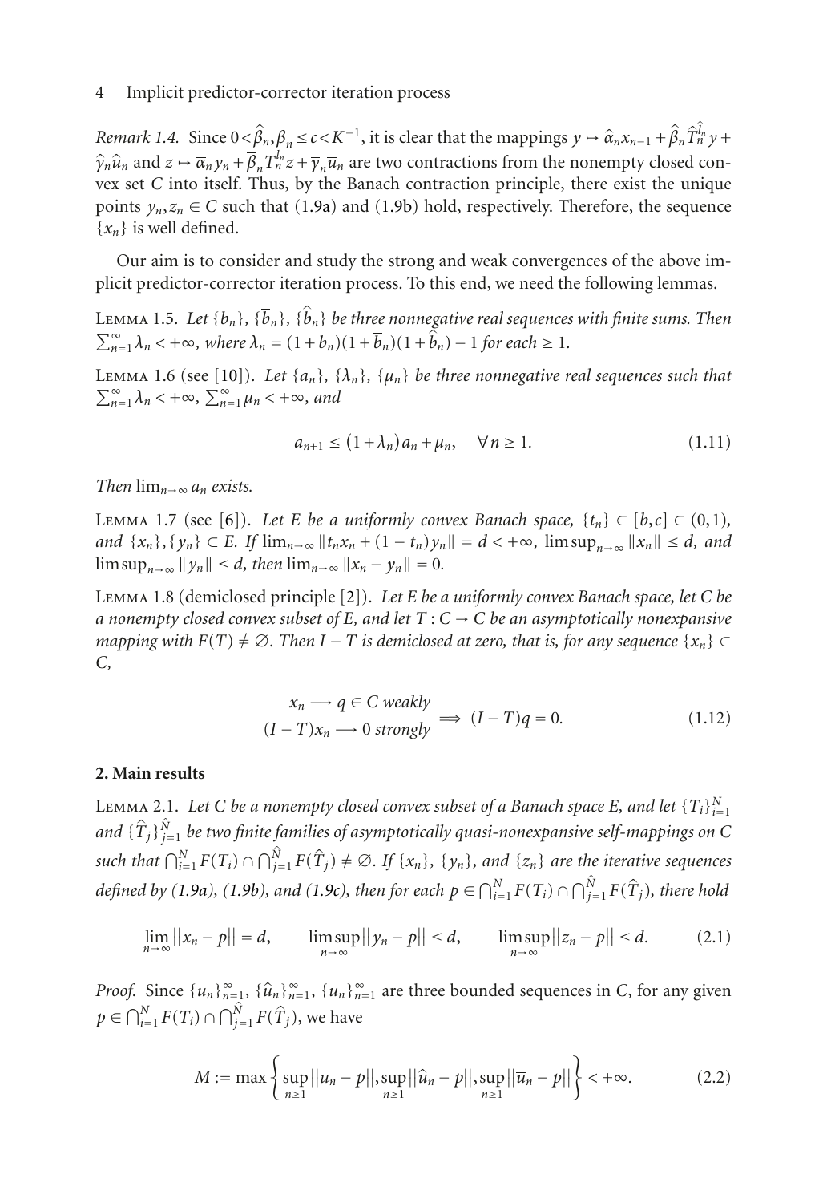*Remark 1.4.* Since $0 < \hat{\beta}_n, \overline{\beta}_n \le c < K^{-1}$, it is clear that the mappings $y \mapsto \hat{\alpha}_n x_{n-1} + \hat{\beta}_n \hat{T}_n^{\hat{l}_n} y + \hat{\gamma}_n \hat{u}_n$ and $z \mapsto \overline{\alpha}_n y_n + \overline{\beta}_n T_n^{l_n} z + \overline{\gamma}_n \overline{u}_n$ are two contractions from the nonempty closed convex set $C$ into itself. Thus, by the Banach contraction principle, there exist the unique points $y_n, z_n \in C$ such that (1.9a) and (1.9b) hold, respectively. Therefore, the sequence $\{x_n\}$ is well defined.

Our aim is to consider and study the strong and weak convergences of the above implicit predictor-corrector iteration process. To this end, we need the following lemmas.

Lemma 1.5. *Let $\{b_n\}$, $\{\overline{b}_n\}$, $\{\hat{b}_n\}$ be three nonnegative real sequences with finite sums. Then $\sum_{n=1}^{\infty} \lambda_n < +\infty$, where $\lambda_n = (1+b_n)(1+\overline{b}_n)(1+\hat{b}_n) - 1$ for each $\ge 1$.*

Lemma 1.6 (see [10]). *Let $\{a_n\}$, $\{\lambda_n\}$, $\{\mu_n\}$ be three nonnegative real sequences such that $\sum_{n=1}^{\infty} \lambda_n < +\infty$, $\sum_{n=1}^{\infty} \mu_n < +\infty$, and*

$$a_{n+1} \le (1+\lambda_n) a_n + \mu_n, \quad \forall n \ge 1. \tag{1.11}$$

*Then $\lim_{n\to\infty} a_n$ exists.*

Lemma 1.7 (see [6]). *Let $E$ be a uniformly convex Banach space, $\{t_n\} \subset [b,c] \subset (0,1)$, and $\{x_n\}, \{y_n\} \subset E$. If $\lim_{n\to\infty} \|t_n x_n + (1-t_n) y_n\| = d < +\infty$, $\limsup_{n\to\infty} \|x_n\| \le d$, and $\limsup_{n\to\infty} \|y_n\| \le d$, then $\lim_{n\to\infty} \|x_n - y_n\| = 0$.*

Lemma 1.8 (demiclosed principle [2]). *Let $E$ be a uniformly convex Banach space, let $C$ be a nonempty closed convex subset of $E$, and let $T : C \to C$ be an asymptotically nonexpansive mapping with $F(T) \neq \emptyset$. Then $I - T$ is demiclosed at zero, that is, for any sequence $\{x_n\} \subset C$,*

$$\begin{matrix} x_n \longrightarrow q \in C \text{ weakly} \\ (I-T)x_n \longrightarrow 0 \text{ strongly} \end{matrix} \Longrightarrow (I-T)q = 0. \tag{1.12}$$

## 2. Main results

Lemma 2.1. *Let $C$ be a nonempty closed convex subset of a Banach space $E$, and let $\{T_i\}_{i=1}^{N}$ and $\{\hat{T}_j\}_{j=1}^{\hat{N}}$ be two finite families of asymptotically quasi-nonexpansive self-mappings on $C$ such that $\bigcap_{i=1}^{N} F(T_i) \cap \bigcap_{j=1}^{\hat{N}} F(\hat{T}_j) \neq \emptyset$. If $\{x_n\}$, $\{y_n\}$, and $\{z_n\}$ are the iterative sequences defined by (1.9a), (1.9b), and (1.9c), then for each $p \in \bigcap_{i=1}^{N} F(T_i) \cap \bigcap_{j=1}^{\hat{N}} F(\hat{T}_j)$, there hold*

$$\lim_{n\to\infty} \|x_n - p\| = d, \qquad \limsup_{n\to\infty} \|y_n - p\| \le d, \qquad \limsup_{n\to\infty} \|z_n - p\| \le d. \tag{2.1}$$

*Proof.* Since $\{u_n\}_{n=1}^{\infty}$, $\{\hat{u}_n\}_{n=1}^{\infty}$, $\{\overline{u}_n\}_{n=1}^{\infty}$ are three bounded sequences in $C$, for any given $p \in \bigcap_{i=1}^{N} F(T_i) \cap \bigcap_{j=1}^{\hat{N}} F(\hat{T}_j)$, we have

$$M := \max\left\{ \sup_{n\ge1} \|u_n - p\|, \sup_{n\ge1} \|\hat{u}_n - p\|, \sup_{n\ge1} \|\overline{u}_n - p\| \right\} < +\infty. \tag{2.2}$$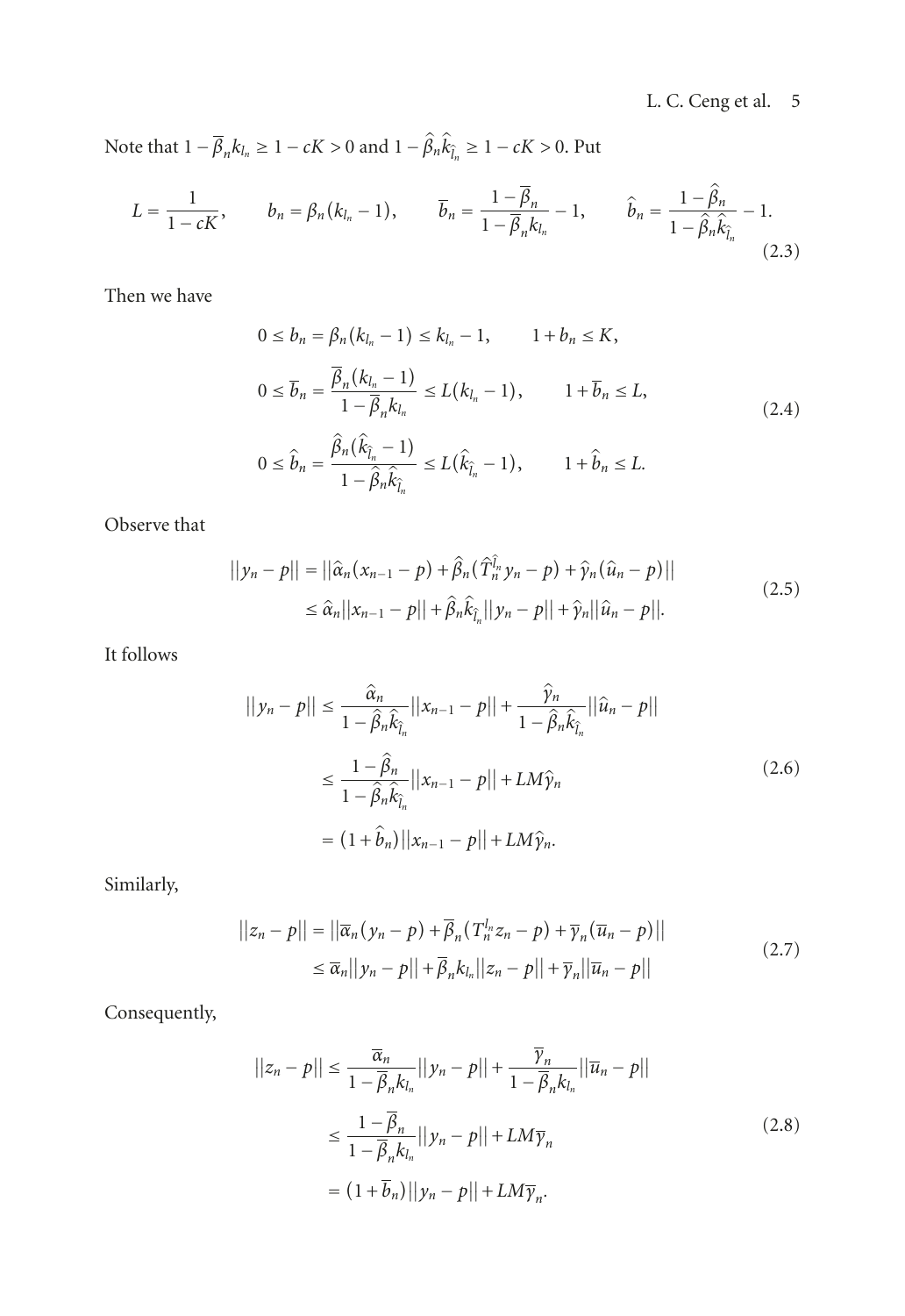Note that $1 - \overline{\beta}_n k_{l_n} \geq 1 - cK > 0$ and $1 - \widehat{\beta}_n \widehat{k}_{\widehat{l}_n} \geq 1 - cK > 0$. Put

$$L = \frac{1}{1 - cK}, \qquad b_n = \beta_n (k_{l_n} - 1), \qquad \overline{b}_n = \frac{1 - \overline{\beta}_n}{1 - \overline{\beta}_n k_{l_n}} - 1, \qquad \widehat{b}_n = \frac{1 - \widehat{\beta}_n}{1 - \widehat{\beta}_n \widehat{k}_{\widehat{l}_n}} - 1. \tag{2.3}$$

Then we have

$$\begin{aligned}
&0 \leq b_n = \beta_n (k_{l_n} - 1) \leq k_{l_n} - 1, \qquad 1 + b_n \leq K, \\
&0 \leq \overline{b}_n = \frac{\overline{\beta}_n (k_{l_n} - 1)}{1 - \overline{\beta}_n k_{l_n}} \leq L(k_{l_n} - 1), \qquad 1 + \overline{b}_n \leq L, \\
&0 \leq \widehat{b}_n = \frac{\widehat{\beta}_n (\widehat{k}_{\widehat{l}_n} - 1)}{1 - \widehat{\beta}_n \widehat{k}_{\widehat{l}_n}} \leq L(\widehat{k}_{\widehat{l}_n} - 1), \qquad 1 + \widehat{b}_n \leq L.
\end{aligned} \tag{2.4}$$

Observe that

$$\begin{aligned}
||y_n - p|| &= ||\widehat{\alpha}_n (x_{n-1} - p) + \widehat{\beta}_n (\widehat{T}_n^{\widehat{l}_n} y_n - p) + \widehat{\gamma}_n (\widehat{u}_n - p)|| \\
&\leq \widehat{\alpha}_n ||x_{n-1} - p|| + \widehat{\beta}_n \widehat{k}_{\widehat{l}_n} ||y_n - p|| + \widehat{\gamma}_n ||\widehat{u}_n - p||.
\end{aligned} \tag{2.5}$$

It follows

$$\begin{aligned}
||y_n - p|| &\leq \frac{\widehat{\alpha}_n}{1 - \widehat{\beta}_n \widehat{k}_{\widehat{l}_n}} ||x_{n-1} - p|| + \frac{\widehat{\gamma}_n}{1 - \widehat{\beta}_n \widehat{k}_{\widehat{l}_n}} ||\widehat{u}_n - p|| \\
&\leq \frac{1 - \widehat{\beta}_n}{1 - \widehat{\beta}_n \widehat{k}_{\widehat{l}_n}} ||x_{n-1} - p|| + LM\widehat{\gamma}_n \\
&= (1 + \widehat{b}_n) ||x_{n-1} - p|| + LM\widehat{\gamma}_n.
\end{aligned} \tag{2.6}$$

Similarly,

$$\begin{aligned}
||z_n - p|| &= ||\overline{\alpha}_n (y_n - p) + \overline{\beta}_n (T_n^{l_n} z_n - p) + \overline{\gamma}_n (\overline{u}_n - p)|| \\
&\leq \overline{\alpha}_n ||y_n - p|| + \overline{\beta}_n k_{l_n} ||z_n - p|| + \overline{\gamma}_n ||\overline{u}_n - p||
\end{aligned} \tag{2.7}$$

Consequently,

$$\begin{aligned}
||z_n - p|| &\leq \frac{\overline{\alpha}_n}{1 - \overline{\beta}_n k_{l_n}} ||y_n - p|| + \frac{\overline{\gamma}_n}{1 - \overline{\beta}_n k_{l_n}} ||\overline{u}_n - p|| \\
&\leq \frac{1 - \overline{\beta}_n}{1 - \overline{\beta}_n k_{l_n}} ||y_n - p|| + LM\overline{\gamma}_n \\
&= (1 + \overline{b}_n) ||y_n - p|| + LM\overline{\gamma}_n.
\end{aligned} \tag{2.8}$$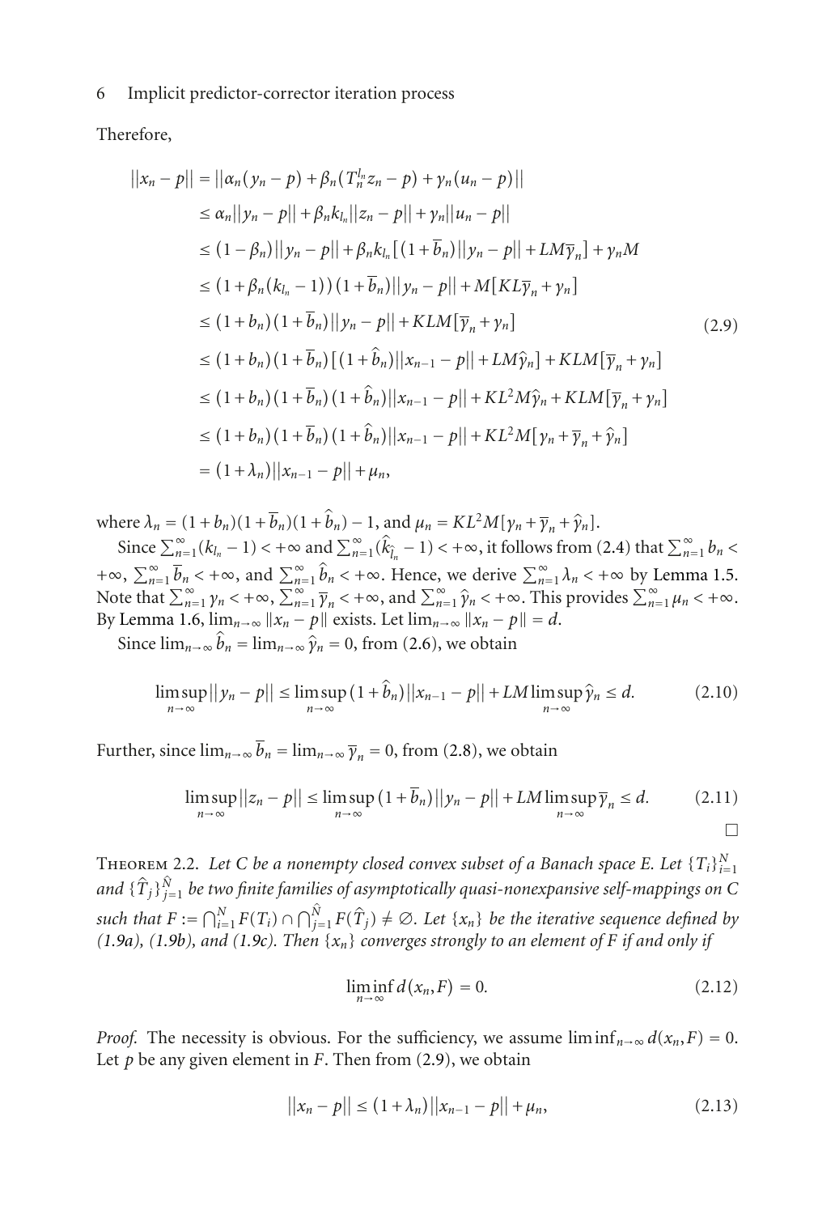Therefore,

$$
\begin{aligned}
||x_n - p|| &= ||\alpha_n(y_n - p) + \beta_n(T_n^{l_n} z_n - p) + \gamma_n(u_n - p)|| \\
&\le \alpha_n ||y_n - p|| + \beta_n k_{l_n} ||z_n - p|| + \gamma_n ||u_n - p|| \\
&\le (1 - \beta_n)||y_n - p|| + \beta_n k_{l_n}\left[(1 + \overline{b}_n)||y_n - p|| + LM\overline{\gamma}_n\right] + \gamma_n M \\
&\le (1 + \beta_n(k_{l_n} - 1))(1 + \overline{b}_n)||y_n - p|| + M\left[KL\overline{\gamma}_n + \gamma_n\right] \\
&\le (1 + b_n)(1 + \overline{b}_n)||y_n - p|| + KLM\left[\overline{\gamma}_n + \gamma_n\right] \\
&\le (1 + b_n)(1 + \overline{b}_n)\left[(1 + \hat{b}_n)||x_{n-1} - p|| + LM\hat{\gamma}_n\right] + KLM\left[\overline{\gamma}_n + \gamma_n\right] \\
&\le (1 + b_n)(1 + \overline{b}_n)(1 + \hat{b}_n)||x_{n-1} - p|| + KL^2 M\hat{\gamma}_n + KLM\left[\overline{\gamma}_n + \gamma_n\right] \\
&\le (1 + b_n)(1 + \overline{b}_n)(1 + \hat{b}_n)||x_{n-1} - p|| + KL^2 M\left[\gamma_n + \overline{\gamma}_n + \hat{\gamma}_n\right] \\
&= (1 + \lambda_n)||x_{n-1} - p|| + \mu_n,
\end{aligned}
\tag{2.9}
$$

where $\lambda_n = (1 + b_n)(1 + \overline{b}_n)(1 + \hat{b}_n) - 1$, and $\mu_n = KL^2 M[\gamma_n + \overline{\gamma}_n + \hat{\gamma}_n]$.

Since $\sum_{n=1}^{\infty}(k_{l_n} - 1) < +\infty$ and $\sum_{n=1}^{\infty}(\hat{k}_{\hat{l}_n} - 1) < +\infty$, it follows from (2.4) that $\sum_{n=1}^{\infty} b_n < +\infty$, $\sum_{n=1}^{\infty} \overline{b}_n < +\infty$, and $\sum_{n=1}^{\infty} \hat{b}_n < +\infty$. Hence, we derive $\sum_{n=1}^{\infty} \lambda_n < +\infty$ by Lemma 1.5. Note that $\sum_{n=1}^{\infty} \gamma_n < +\infty$, $\sum_{n=1}^{\infty} \overline{\gamma}_n < +\infty$, and $\sum_{n=1}^{\infty} \hat{\gamma}_n < +\infty$. This provides $\sum_{n=1}^{\infty} \mu_n < +\infty$. By Lemma 1.6, $\lim_{n\to\infty} \|x_n - p\|$ exists. Let $\lim_{n\to\infty} \|x_n - p\| = d$.

Since $\lim_{n\to\infty} \hat{b}_n = \lim_{n\to\infty} \hat{\gamma}_n = 0$, from (2.6), we obtain

$$
\limsup_{n\to\infty} ||y_n - p|| \le \limsup_{n\to\infty} (1 + \hat{b}_n)||x_{n-1} - p|| + LM \limsup_{n\to\infty} \hat{\gamma}_n \le d. \tag{2.10}
$$

Further, since $\lim_{n\to\infty} \overline{b}_n = \lim_{n\to\infty} \overline{\gamma}_n = 0$, from (2.8), we obtain

$$
\limsup_{n\to\infty} ||z_n - p|| \le \limsup_{n\to\infty} (1 + \overline{b}_n)||y_n - p|| + LM \limsup_{n\to\infty} \overline{\gamma}_n \le d. \tag{2.11}
$$

□

**Theorem 2.2.** *Let $C$ be a nonempty closed convex subset of a Banach space $E$. Let $\{T_i\}_{i=1}^{N}$ and $\{\hat{T}_j\}_{j=1}^{\hat{N}}$ be two finite families of asymptotically quasi-nonexpansive self-mappings on $C$ such that $F := \bigcap_{i=1}^{N} F(T_i) \cap \bigcap_{j=1}^{\hat{N}} F(\hat{T}_j) \neq \emptyset$. Let $\{x_n\}$ be the iterative sequence defined by (1.9a), (1.9b), and (1.9c). Then $\{x_n\}$ converges strongly to an element of $F$ if and only if*

$$
\liminf_{n\to\infty} d(x_n, F) = 0. \tag{2.12}
$$

*Proof.* The necessity is obvious. For the sufficiency, we assume $\liminf_{n\to\infty} d(x_n, F) = 0$. Let $p$ be any given element in $F$. Then from (2.9), we obtain

$$
||x_n - p|| \le (1 + \lambda_n)||x_{n-1} - p|| + \mu_n, \tag{2.13}
$$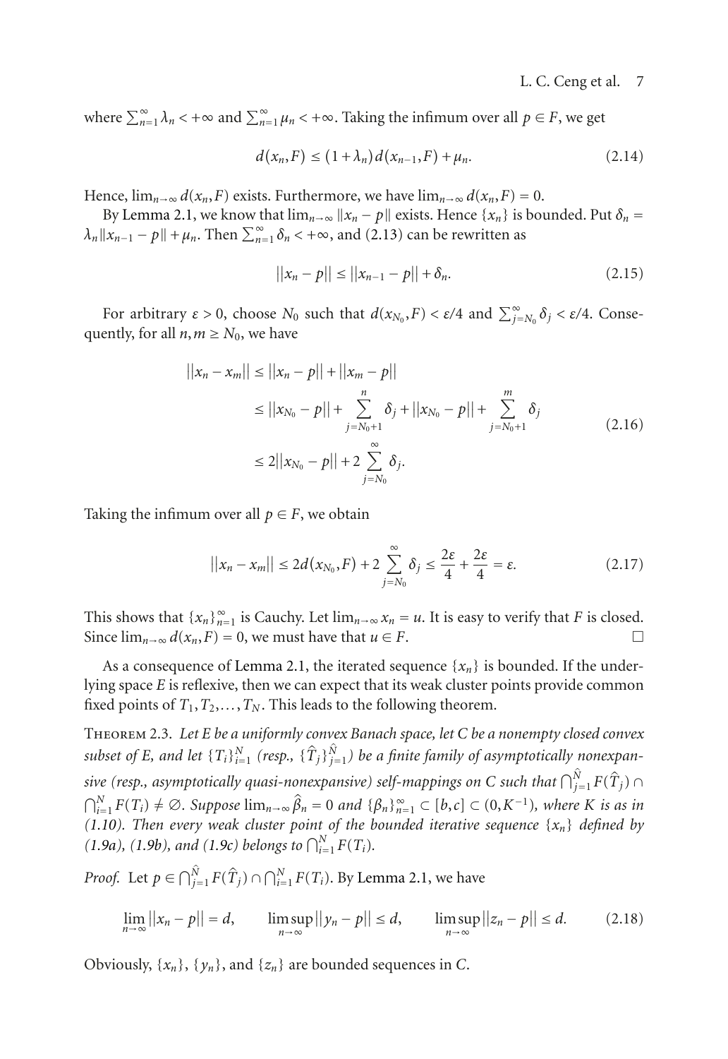where $\sum_{n=1}^{\infty} \lambda_n < +\infty$ and $\sum_{n=1}^{\infty} \mu_n < +\infty$. Taking the infimum over all $p \in F$, we get

$$d(x_n, F) \leq (1+\lambda_n) d(x_{n-1}, F) + \mu_n. \tag{2.14}$$

Hence, $\lim_{n\to\infty} d(x_n, F)$ exists. Furthermore, we have $\lim_{n\to\infty} d(x_n, F) = 0$.

By Lemma 2.1, we know that $\lim_{n\to\infty} \|x_n - p\|$ exists. Hence $\{x_n\}$ is bounded. Put $\delta_n = \lambda_n \|x_{n-1} - p\| + \mu_n$. Then $\sum_{n=1}^{\infty} \delta_n < +\infty$, and (2.13) can be rewritten as

$$\|x_n - p\| \leq \|x_{n-1} - p\| + \delta_n. \tag{2.15}$$

For arbitrary $\varepsilon > 0$, choose $N_0$ such that $d(x_{N_0}, F) < \varepsilon/4$ and $\sum_{j=N_0}^{\infty} \delta_j < \varepsilon/4$. Consequently, for all $n, m \geq N_0$, we have

$$\begin{aligned}
\|x_n - x_m\| &\leq \|x_n - p\| + \|x_m - p\| \\
&\leq \|x_{N_0} - p\| + \sum_{j=N_0+1}^{n} \delta_j + \|x_{N_0} - p\| + \sum_{j=N_0+1}^{m} \delta_j \\
&\leq 2\|x_{N_0} - p\| + 2\sum_{j=N_0}^{\infty} \delta_j.
\end{aligned} \tag{2.16}$$

Taking the infimum over all $p \in F$, we obtain

$$\|x_n - x_m\| \leq 2d(x_{N_0}, F) + 2\sum_{j=N_0}^{\infty} \delta_j \leq \frac{2\varepsilon}{4} + \frac{2\varepsilon}{4} = \varepsilon. \tag{2.17}$$

This shows that $\{x_n\}_{n=1}^{\infty}$ is Cauchy. Let $\lim_{n\to\infty} x_n = u$. It is easy to verify that $F$ is closed. Since $\lim_{n\to\infty} d(x_n, F) = 0$, we must have that $u \in F$. □

As a consequence of Lemma 2.1, the iterated sequence $\{x_n\}$ is bounded. If the underlying space $E$ is reflexive, then we can expect that its weak cluster points provide common fixed points of $T_1, T_2, \ldots, T_N$. This leads to the following theorem.

**Theorem 2.3.** *Let $E$ be a uniformly convex Banach space, let $C$ be a nonempty closed convex subset of $E$, and let $\{T_i\}_{i=1}^{N}$ (resp., $\{\hat{T}_j\}_{j=1}^{\hat{N}}$) be a finite family of asymptotically nonexpansive (resp., asymptotically quasi-nonexpansive) self-mappings on $C$ such that $\bigcap_{j=1}^{\hat{N}} F(\hat{T}_j) \cap \bigcap_{i=1}^{N} F(T_i) \neq \emptyset$. Suppose $\lim_{n\to\infty} \hat{\beta}_n = 0$ and $\{\beta_n\}_{n=1}^{\infty} \subset [b, c] \subset (0, K^{-1})$, where $K$ is as in (1.10). Then every weak cluster point of the bounded iterative sequence $\{x_n\}$ defined by (1.9a), (1.9b), and (1.9c) belongs to $\bigcap_{i=1}^{N} F(T_i)$.*

*Proof.* Let $p \in \bigcap_{j=1}^{\hat{N}} F(\hat{T}_j) \cap \bigcap_{i=1}^{N} F(T_i)$. By Lemma 2.1, we have

$$\lim_{n\to\infty} \|x_n - p\| = d, \qquad \limsup_{n\to\infty} \|y_n - p\| \leq d, \qquad \limsup_{n\to\infty} \|z_n - p\| \leq d. \tag{2.18}$$

Obviously, $\{x_n\}$, $\{y_n\}$, and $\{z_n\}$ are bounded sequences in $C$.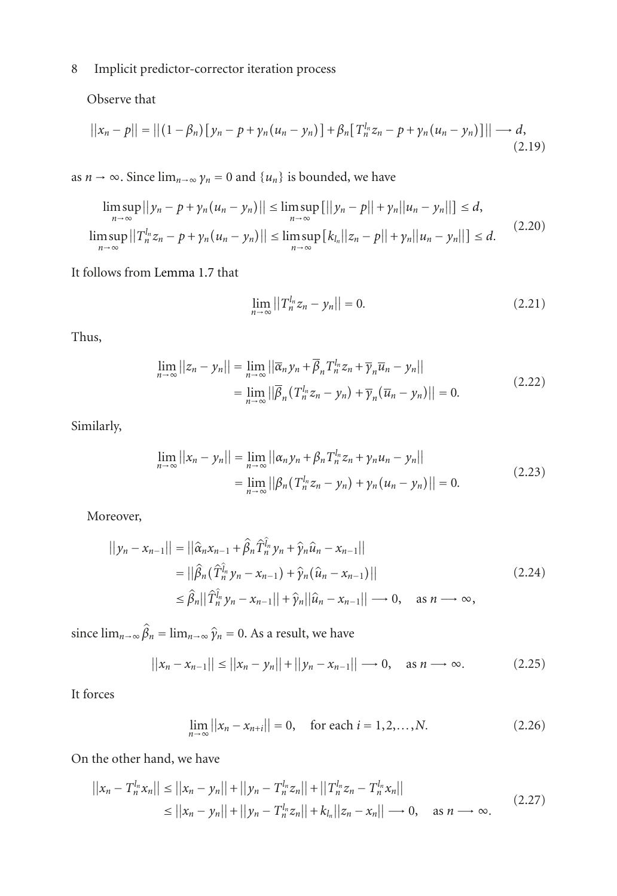Observe that

$$\|x_n - p\| = \|(1-\beta_n)[y_n - p + \gamma_n(u_n - y_n)] + \beta_n[T_n^{l_n} z_n - p + \gamma_n(u_n - y_n)]\| \longrightarrow d, \tag{2.19}$$

as $n \to \infty$. Since $\lim_{n\to\infty} \gamma_n = 0$ and $\{u_n\}$ is bounded, we have

$$\begin{aligned}
\limsup_{n\to\infty} \|y_n - p + \gamma_n(u_n - y_n)\| &\le \limsup_{n\to\infty} [\|y_n - p\| + \gamma_n\|u_n - y_n\|] \le d, \\
\limsup_{n\to\infty} \|T_n^{l_n} z_n - p + \gamma_n(u_n - y_n)\| &\le \limsup_{n\to\infty} [k_{l_n}\|z_n - p\| + \gamma_n\|u_n - y_n\|] \le d.
\end{aligned} \tag{2.20}$$

It follows from Lemma 1.7 that

$$\lim_{n\to\infty} \|T_n^{l_n} z_n - y_n\| = 0. \tag{2.21}$$

Thus,

$$\begin{aligned}
\lim_{n\to\infty} \|z_n - y_n\| &= \lim_{n\to\infty} \|\overline{\alpha}_n y_n + \overline{\beta}_n T_n^{l_n} z_n + \overline{\gamma}_n \overline{u}_n - y_n\| \\
&= \lim_{n\to\infty} \|\overline{\beta}_n (T_n^{l_n} z_n - y_n) + \overline{\gamma}_n(\overline{u}_n - y_n)\| = 0.
\end{aligned} \tag{2.22}$$

Similarly,

$$\begin{aligned}
\lim_{n\to\infty} \|x_n - y_n\| &= \lim_{n\to\infty} \|\alpha_n y_n + \beta_n T_n^{l_n} z_n + \gamma_n u_n - y_n\| \\
&= \lim_{n\to\infty} \|\beta_n (T_n^{l_n} z_n - y_n) + \gamma_n(u_n - y_n)\| = 0.
\end{aligned} \tag{2.23}$$

Moreover,

$$\begin{aligned}
\|y_n - x_{n-1}\| &= \|\widehat{\alpha}_n x_{n-1} + \widehat{\beta}_n \widehat{T}_n^{\widehat{l}_n} y_n + \widehat{\gamma}_n \widehat{u}_n - x_{n-1}\| \\
&= \|\widehat{\beta}_n (\widehat{T}_n^{\widehat{l}_n} y_n - x_{n-1}) + \widehat{\gamma}_n(\widehat{u}_n - x_{n-1})\| \\
&\le \widehat{\beta}_n \|\widehat{T}_n^{\widehat{l}_n} y_n - x_{n-1}\| + \widehat{\gamma}_n \|\widehat{u}_n - x_{n-1}\| \longrightarrow 0, \quad \text{as } n \longrightarrow \infty,
\end{aligned} \tag{2.24}$$

since $\lim_{n\to\infty} \widehat{\beta}_n = \lim_{n\to\infty} \widehat{\gamma}_n = 0$. As a result, we have

$$\|x_n - x_{n-1}\| \le \|x_n - y_n\| + \|y_n - x_{n-1}\| \longrightarrow 0, \quad \text{as } n \longrightarrow \infty. \tag{2.25}$$

It forces

$$\lim_{n\to\infty} \|x_n - x_{n+i}\| = 0, \quad \text{for each } i = 1, 2, \ldots, N. \tag{2.26}$$

On the other hand, we have

$$\begin{aligned}
\|x_n - T_n^{l_n} x_n\| &\le \|x_n - y_n\| + \|y_n - T_n^{l_n} z_n\| + \|T_n^{l_n} z_n - T_n^{l_n} x_n\| \\
&\le \|x_n - y_n\| + \|y_n - T_n^{l_n} z_n\| + k_{l_n}\|z_n - x_n\| \longrightarrow 0, \quad \text{as } n \longrightarrow \infty.
\end{aligned} \tag{2.27}$$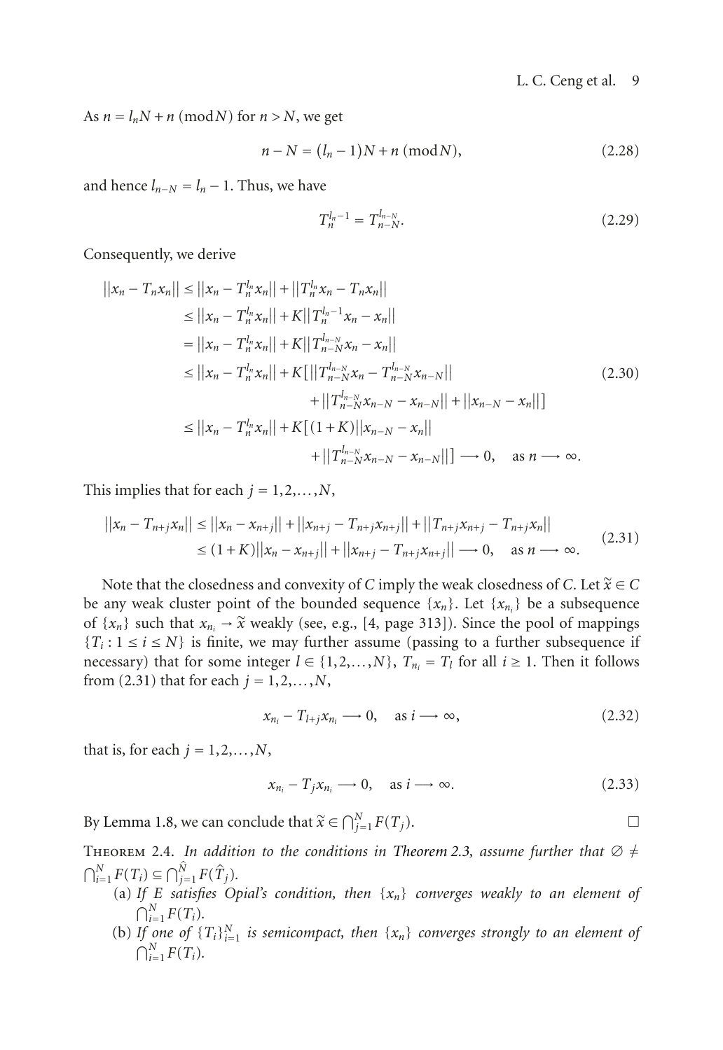As $n = l_n N + n \pmod N$ for $n > N$, we get

$$n - N = (l_n - 1)N + n \pmod N, \tag{2.28}$$

and hence $l_{n-N} = l_n - 1$. Thus, we have

$$T_n^{l_n - 1} = T_{n-N}^{l_{n-N}}. \tag{2.29}$$

Consequently, we derive

$$\begin{aligned}
||x_n - T_n x_n|| &\le ||x_n - T_n^{l_n} x_n|| + ||T_n^{l_n} x_n - T_n x_n|| \\
&\le ||x_n - T_n^{l_n} x_n|| + K||T_n^{l_n - 1} x_n - x_n|| \\
&= ||x_n - T_n^{l_n} x_n|| + K||T_{n-N}^{l_{n-N}} x_n - x_n|| \\
&\le ||x_n - T_n^{l_n} x_n|| + K\big[||T_{n-N}^{l_{n-N}} x_n - T_{n-N}^{l_{n-N}} x_{n-N}|| \\
&\qquad + ||T_{n-N}^{l_{n-N}} x_{n-N} - x_{n-N}|| + ||x_{n-N} - x_n||\big] \\
&\le ||x_n - T_n^{l_n} x_n|| + K\big[(1+K)||x_{n-N} - x_n|| \\
&\qquad + ||T_{n-N}^{l_{n-N}} x_{n-N} - x_{n-N}||\big] \longrightarrow 0, \quad \text{as } n \longrightarrow \infty.
\end{aligned} \tag{2.30}$$

This implies that for each $j = 1, 2, \ldots, N$,

$$\begin{aligned}
||x_n - T_{n+j} x_n|| &\le ||x_n - x_{n+j}|| + ||x_{n+j} - T_{n+j} x_{n+j}|| + ||T_{n+j} x_{n+j} - T_{n+j} x_n|| \\
&\le (1+K)||x_n - x_{n+j}|| + ||x_{n+j} - T_{n+j} x_{n+j}|| \longrightarrow 0, \quad \text{as } n \longrightarrow \infty.
\end{aligned} \tag{2.31}$$

Note that the closedness and convexity of $C$ imply the weak closedness of $C$. Let $\widetilde{x} \in C$ be any weak cluster point of the bounded sequence $\{x_n\}$. Let $\{x_{n_i}\}$ be a subsequence of $\{x_n\}$ such that $x_{n_i} \to \widetilde{x}$ weakly (see, e.g., [4, page 313]). Since the pool of mappings $\{T_i : 1 \le i \le N\}$ is finite, we may further assume (passing to a further subsequence if necessary) that for some integer $l \in \{1, 2, \ldots, N\}$, $T_{n_i} = T_l$ for all $i \ge 1$. Then it follows from (2.31) that for each $j = 1, 2, \ldots, N$,

$$x_{n_i} - T_{l+j} x_{n_i} \longrightarrow 0, \quad \text{as } i \longrightarrow \infty, \tag{2.32}$$

that is, for each $j = 1, 2, \ldots, N$,

$$x_{n_i} - T_j x_{n_i} \longrightarrow 0, \quad \text{as } i \longrightarrow \infty. \tag{2.33}$$

By Lemma 1.8, we can conclude that $\widetilde{x} \in \bigcap_{j=1}^{N} F(T_j)$. $\square$

Theorem 2.4. *In addition to the conditions in Theorem 2.3, assume further that* $\emptyset \ne \bigcap_{i=1}^{N} F(T_i) \subseteq \bigcap_{j=1}^{\hat{N}} F(\hat{T}_j)$.

(a) *If $E$ satisfies Opial's condition, then $\{x_n\}$ converges weakly to an element of* $\bigcap_{i=1}^{N} F(T_i)$.

(b) *If one of $\{T_i\}_{i=1}^{N}$ is semicompact, then $\{x_n\}$ converges strongly to an element of* $\bigcap_{i=1}^{N} F(T_i)$.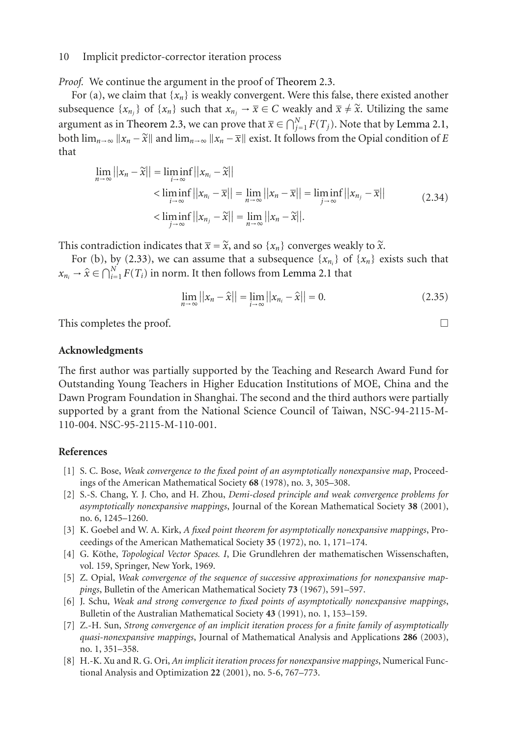*Proof.* We continue the argument in the proof of Theorem 2.3.

For (a), we claim that $\{x_n\}$ is weakly convergent. Were this false, there existed another subsequence $\{x_{n_j}\}$ of $\{x_n\}$ such that $x_{n_j} \to \bar{x} \in C$ weakly and $\bar{x} \neq \tilde{x}$. Utilizing the same argument as in Theorem 2.3, we can prove that $\bar{x} \in \bigcap_{j=1}^{N} F(T_j)$. Note that by Lemma 2.1, both $\lim_{n\to\infty} \|x_n - \tilde{x}\|$ and $\lim_{n\to\infty} \|x_n - \bar{x}\|$ exist. It follows from the Opial condition of $E$ that

$$
\begin{aligned}
\lim_{n\to\infty} \|x_n - \tilde{x}\| &= \liminf_{i\to\infty} \|x_{n_i} - \tilde{x}\| \\
&< \liminf_{i\to\infty} \|x_{n_i} - \bar{x}\| = \lim_{n\to\infty} \|x_n - \bar{x}\| = \liminf_{j\to\infty} \|x_{n_j} - \bar{x}\| \\
&< \liminf_{j\to\infty} \|x_{n_j} - \tilde{x}\| = \lim_{n\to\infty} \|x_n - \tilde{x}\|.
\end{aligned}
\tag{2.34}
$$

This contradiction indicates that $\bar{x} = \tilde{x}$, and so $\{x_n\}$ converges weakly to $\tilde{x}$.

For (b), by (2.33), we can assume that a subsequence $\{x_{n_i}\}$ of $\{x_n\}$ exists such that $x_{n_i} \to \hat{x} \in \bigcap_{i=1}^{N} F(T_i)$ in norm. It then follows from Lemma 2.1 that

$$
\lim_{n\to\infty} \|x_n - \hat{x}\| = \lim_{i\to\infty} \|x_{n_i} - \hat{x}\| = 0. \tag{2.35}
$$

This completes the proof. □

## Acknowledgments

The first author was partially supported by the Teaching and Research Award Fund for Outstanding Young Teachers in Higher Education Institutions of MOE, China and the Dawn Program Foundation in Shanghai. The second and the third authors were partially supported by a grant from the National Science Council of Taiwan, NSC-94-2115-M-110-004. NSC-95-2115-M-110-001.

## References

[1] S. C. Bose, *Weak convergence to the fixed point of an asymptotically nonexpansive map*, Proceedings of the American Mathematical Society **68** (1978), no. 3, 305–308.

[2] S.-S. Chang, Y. J. Cho, and H. Zhou, *Demi-closed principle and weak convergence problems for asymptotically nonexpansive mappings*, Journal of the Korean Mathematical Society **38** (2001), no. 6, 1245–1260.

[3] K. Goebel and W. A. Kirk, *A fixed point theorem for asymptotically nonexpansive mappings*, Proceedings of the American Mathematical Society **35** (1972), no. 1, 171–174.

[4] G. Köthe, *Topological Vector Spaces. I*, Die Grundlehren der mathematischen Wissenschaften, vol. 159, Springer, New York, 1969.

[5] Z. Opial, *Weak convergence of the sequence of successive approximations for nonexpansive mappings*, Bulletin of the American Mathematical Society **73** (1967), 591–597.

[6] J. Schu, *Weak and strong convergence to fixed points of asymptotically nonexpansive mappings*, Bulletin of the Australian Mathematical Society **43** (1991), no. 1, 153–159.

[7] Z.-H. Sun, *Strong convergence of an implicit iteration process for a finite family of asymptotically quasi-nonexpansive mappings*, Journal of Mathematical Analysis and Applications **286** (2003), no. 1, 351–358.

[8] H.-K. Xu and R. G. Ori, *An implicit iteration process for nonexpansive mappings*, Numerical Functional Analysis and Optimization **22** (2001), no. 5-6, 767–773.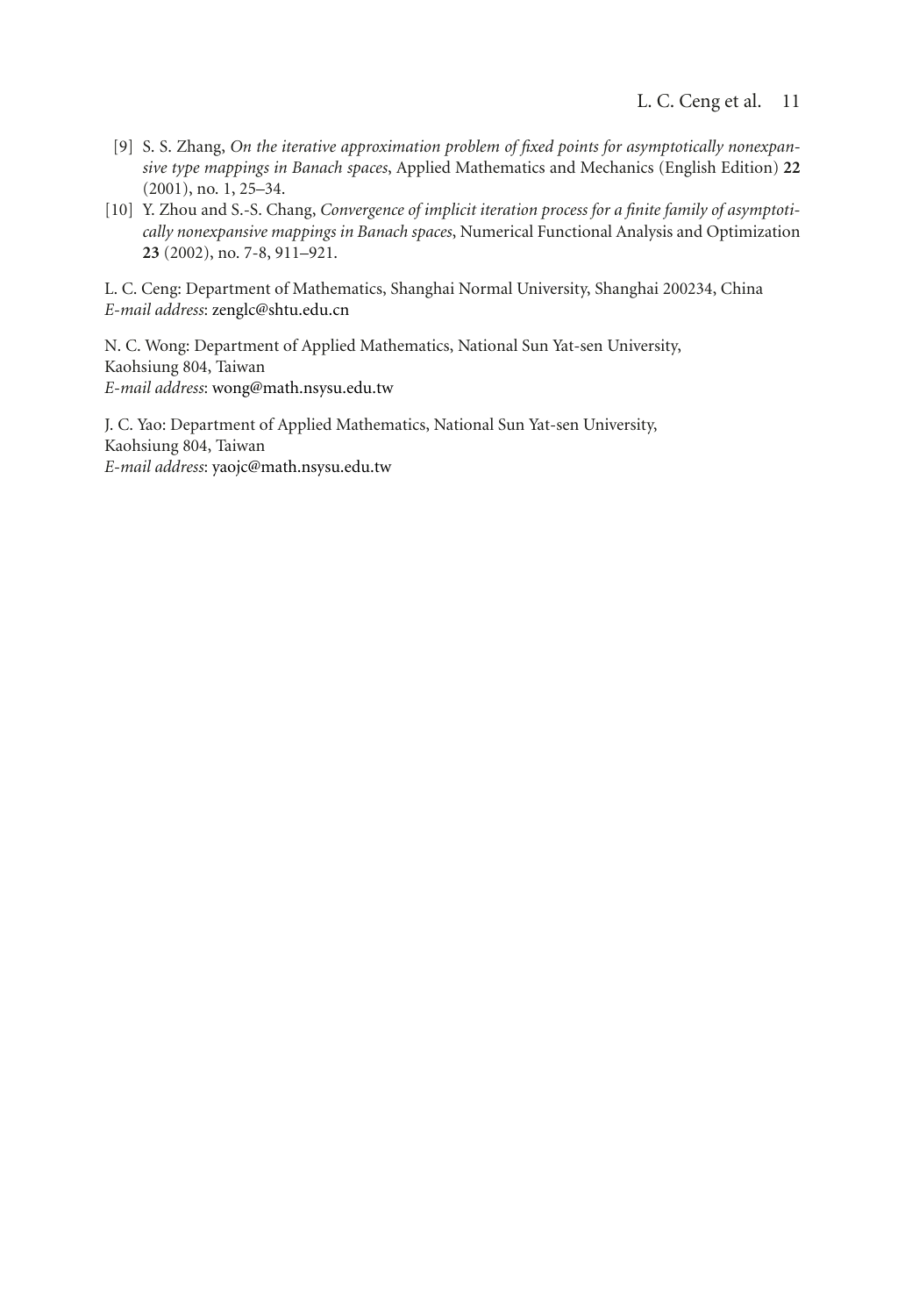[9] S. S. Zhang, *On the iterative approximation problem of fixed points for asymptotically nonexpansive type mappings in Banach spaces*, Applied Mathematics and Mechanics (English Edition) **22** (2001), no. 1, 25–34.

[10] Y. Zhou and S.-S. Chang, *Convergence of implicit iteration process for a finite family of asymptotically nonexpansive mappings in Banach spaces*, Numerical Functional Analysis and Optimization **23** (2002), no. 7-8, 911–921.

L. C. Ceng: Department of Mathematics, Shanghai Normal University, Shanghai 200234, China
*E-mail address*: zenglc@shtu.edu.cn

N. C. Wong: Department of Applied Mathematics, National Sun Yat-sen University, Kaohsiung 804, Taiwan
*E-mail address*: wong@math.nsysu.edu.tw

J. C. Yao: Department of Applied Mathematics, National Sun Yat-sen University, Kaohsiung 804, Taiwan
*E-mail address*: yaojc@math.nsysu.edu.tw